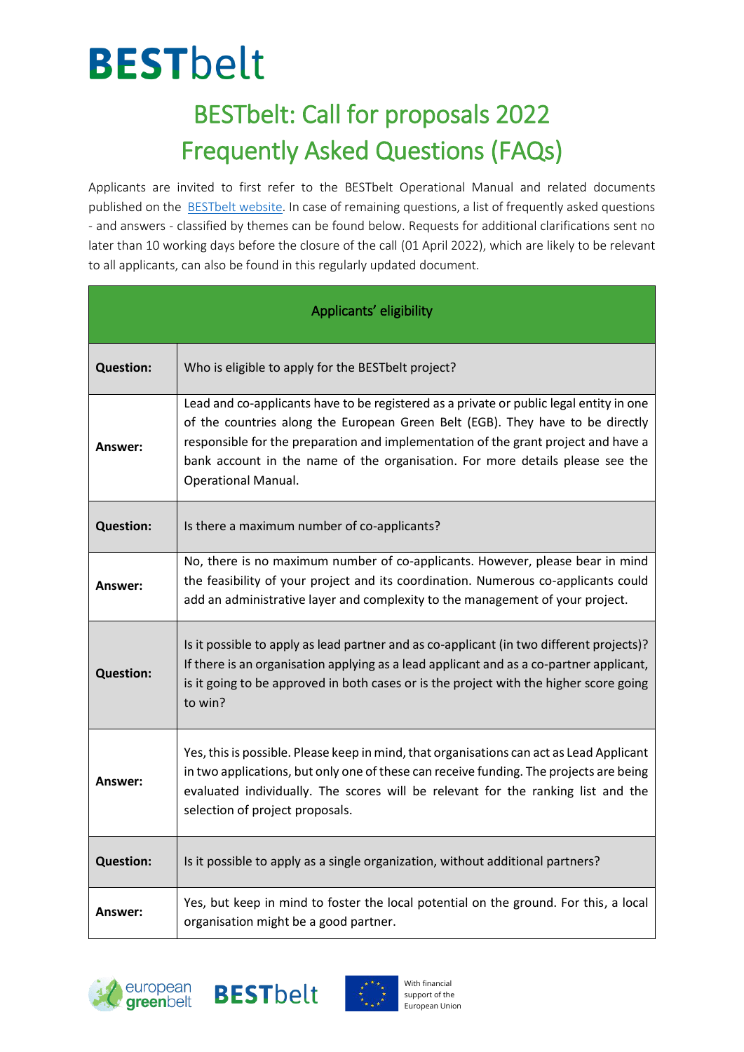# BESTbelt

## BESTbelt: Call for proposals 2022
## Frequently Asked Questions (FAQs)

Applicants are invited to first refer to the BESTbelt Operational Manual and related documents published on the BESTbelt website. In case of remaining questions, a list of frequently asked questions - and answers - classified by themes can be found below. Requests for additional clarifications sent no later than 10 working days before the closure of the call (01 April 2022), which are likely to be relevant to all applicants, can also be found in this regularly updated document.

| Applicants' eligibility | |
|---|---|
| **Question:** | Who is eligible to apply for the BESTbelt project? |
| **Answer:** | Lead and co-applicants have to be registered as a private or public legal entity in one of the countries along the European Green Belt (EGB). They have to be directly responsible for the preparation and implementation of the grant project and have a bank account in the name of the organisation. For more details please see the Operational Manual. |
| **Question:** | Is there a maximum number of co-applicants? |
| **Answer:** | No, there is no maximum number of co-applicants. However, please bear in mind the feasibility of your project and its coordination. Numerous co-applicants could add an administrative layer and complexity to the management of your project. |
| **Question:** | Is it possible to apply as lead partner and as co-applicant (in two different projects)? If there is an organisation applying as a lead applicant and as a co-partner applicant, is it going to be approved in both cases or is the project with the higher score going to win? |
| **Answer:** | Yes, this is possible. Please keep in mind, that organisations can act as Lead Applicant in two applications, but only one of these can receive funding. The projects are being evaluated individually. The scores will be relevant for the ranking list and the selection of project proposals. |
| **Question:** | Is it possible to apply as a single organization, without additional partners? |
| **Answer:** | Yes, but keep in mind to foster the local potential on the ground. For this, a local organisation might be a good partner. |

european greenbelt  BESTbelt  With financial support of the European Union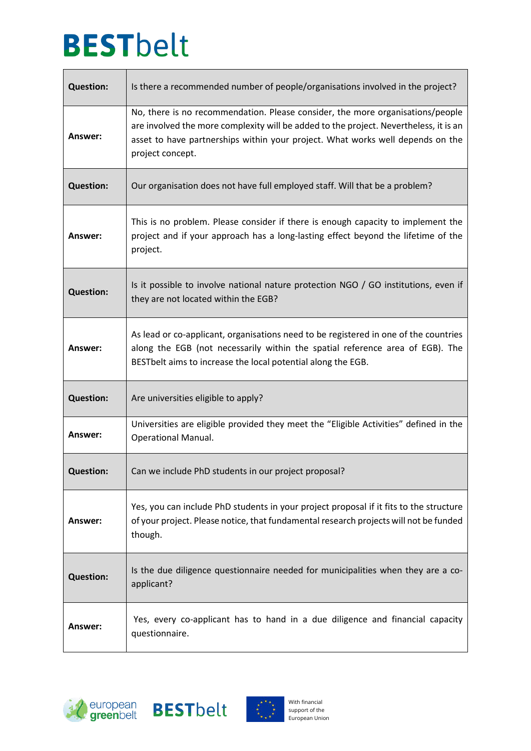| Question: | Is there a recommended number of people/organisations involved in the project? |
|---|---|
| Answer: | No, there is no recommendation. Please consider, the more organisations/people are involved the more complexity will be added to the project. Nevertheless, it is an asset to have partnerships within your project. What works well depends on the project concept. |
| Question: | Our organisation does not have full employed staff. Will that be a problem? |
| Answer: | This is no problem. Please consider if there is enough capacity to implement the project and if your approach has a long-lasting effect beyond the lifetime of the project. |
| Question: | Is it possible to involve national nature protection NGO / GO institutions, even if they are not located within the EGB? |
| Answer: | As lead or co-applicant, organisations need to be registered in one of the countries along the EGB (not necessarily within the spatial reference area of EGB). The BESTbelt aims to increase the local potential along the EGB. |
| Question: | Are universities eligible to apply? |
| Answer: | Universities are eligible provided they meet the "Eligible Activities" defined in the Operational Manual. |
| Question: | Can we include PhD students in our project proposal? |
| Answer: | Yes, you can include PhD students in your project proposal if it fits to the structure of your project. Please notice, that fundamental research projects will not be funded though. |
| Question: | Is the due diligence questionnaire needed for municipalities when they are a co-applicant? |
| Answer: | Yes, every co-applicant has to hand in a due diligence and financial capacity questionnaire. |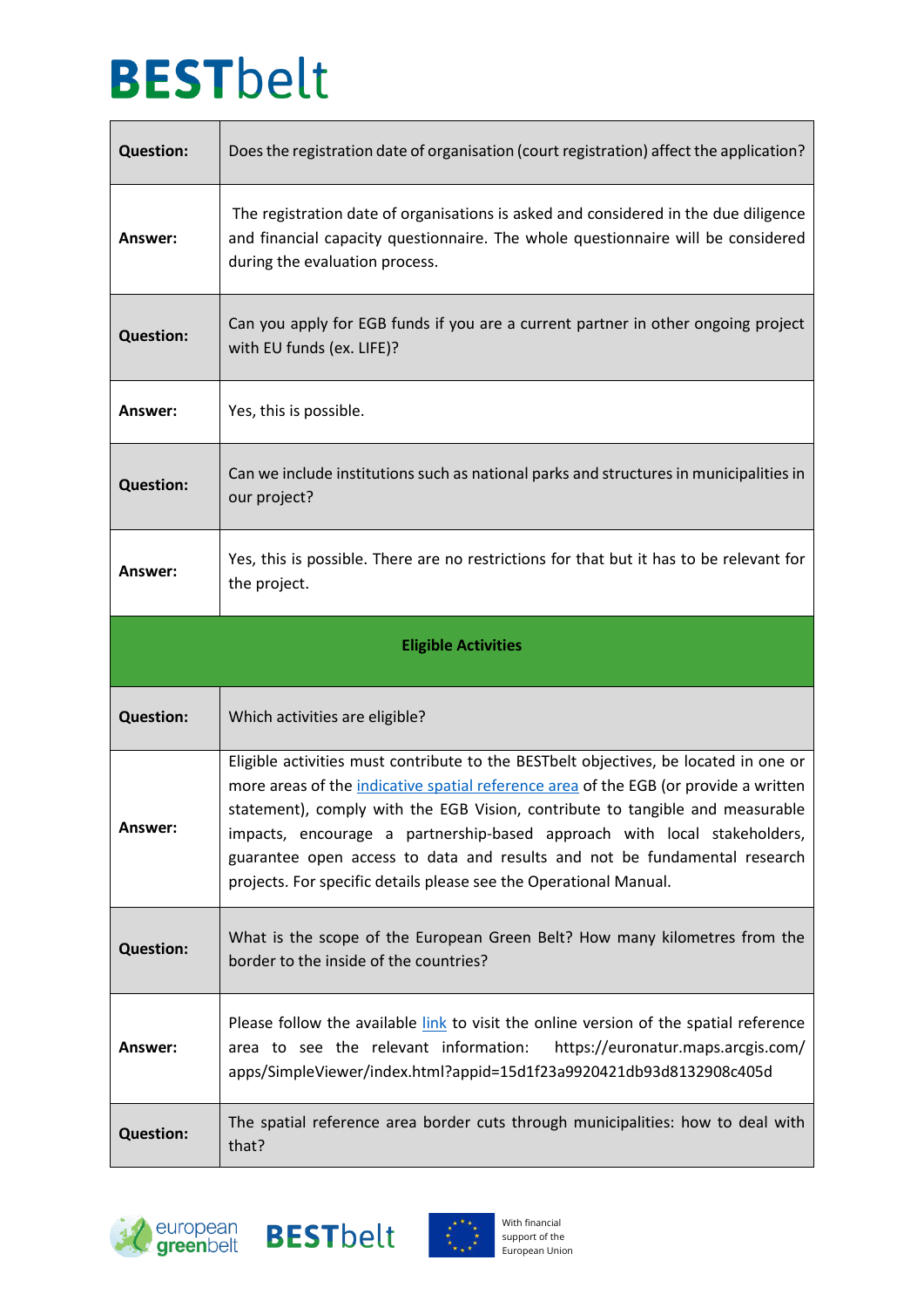| | |
|---|---|
| **Question:** | Does the registration date of organisation (court registration) affect the application? |
| **Answer:** | The registration date of organisations is asked and considered in the due diligence and financial capacity questionnaire. The whole questionnaire will be considered during the evaluation process. |
| **Question:** | Can you apply for EGB funds if you are a current partner in other ongoing project with EU funds (ex. LIFE)? |
| **Answer:** | Yes, this is possible. |
| **Question:** | Can we include institutions such as national parks and structures in municipalities in our project? |
| **Answer:** | Yes, this is possible. There are no restrictions for that but it has to be relevant for the project. |
| **Eligible Activities** | |
| **Question:** | Which activities are eligible? |
| **Answer:** | Eligible activities must contribute to the BESTbelt objectives, be located in one or more areas of the indicative spatial reference area of the EGB (or provide a written statement), comply with the EGB Vision, contribute to tangible and measurable impacts, encourage a partnership-based approach with local stakeholders, guarantee open access to data and results and not be fundamental research projects. For specific details please see the Operational Manual. |
| **Question:** | What is the scope of the European Green Belt? How many kilometres from the border to the inside of the countries? |
| **Answer:** | Please follow the available link to visit the online version of the spatial reference area to see the relevant information: https://euronatur.maps.arcgis.com/apps/SimpleViewer/index.html?appid=15d1f23a9920421db93d8132908c405d |
| **Question:** | The spatial reference area border cuts through municipalities: how to deal with that? |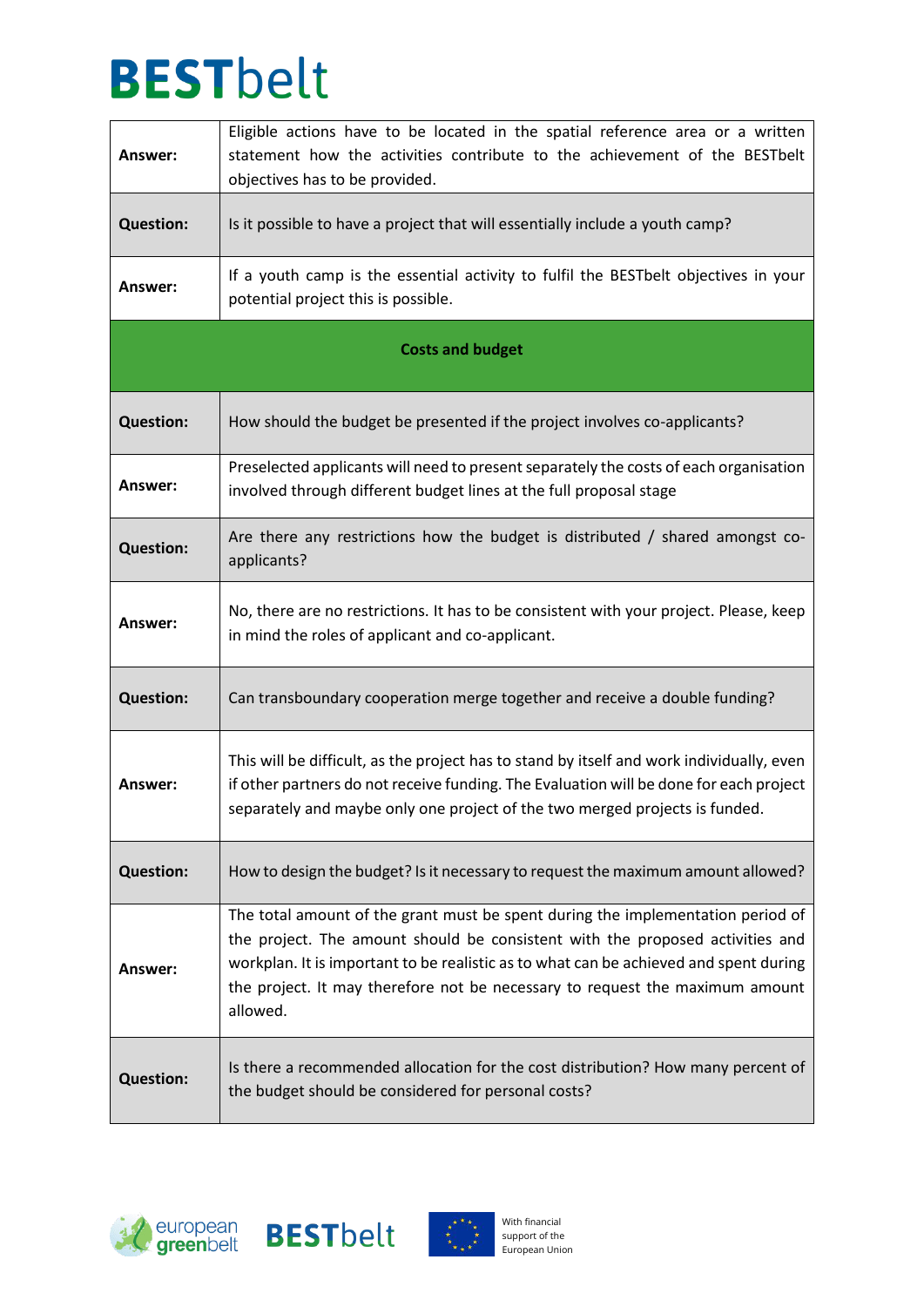| | |
|---|---|
| **Answer:** | Eligible actions have to be located in the spatial reference area or a written statement how the activities contribute to the achievement of the BESTbelt objectives has to be provided. |
| **Question:** | Is it possible to have a project that will essentially include a youth camp? |
| **Answer:** | If a youth camp is the essential activity to fulfil the BESTbelt objectives in your potential project this is possible. |
| **Costs and budget** | |
| **Question:** | How should the budget be presented if the project involves co-applicants? |
| **Answer:** | Preselected applicants will need to present separately the costs of each organisation involved through different budget lines at the full proposal stage |
| **Question:** | Are there any restrictions how the budget is distributed / shared amongst co-applicants? |
| **Answer:** | No, there are no restrictions. It has to be consistent with your project. Please, keep in mind the roles of applicant and co-applicant. |
| **Question:** | Can transboundary cooperation merge together and receive a double funding? |
| **Answer:** | This will be difficult, as the project has to stand by itself and work individually, even if other partners do not receive funding. The Evaluation will be done for each project separately and maybe only one project of the two merged projects is funded. |
| **Question:** | How to design the budget? Is it necessary to request the maximum amount allowed? |
| **Answer:** | The total amount of the grant must be spent during the implementation period of the project. The amount should be consistent with the proposed activities and workplan. It is important to be realistic as to what can be achieved and spent during the project. It may therefore not be necessary to request the maximum amount allowed. |
| **Question:** | Is there a recommended allocation for the cost distribution? How many percent of the budget should be considered for personal costs? |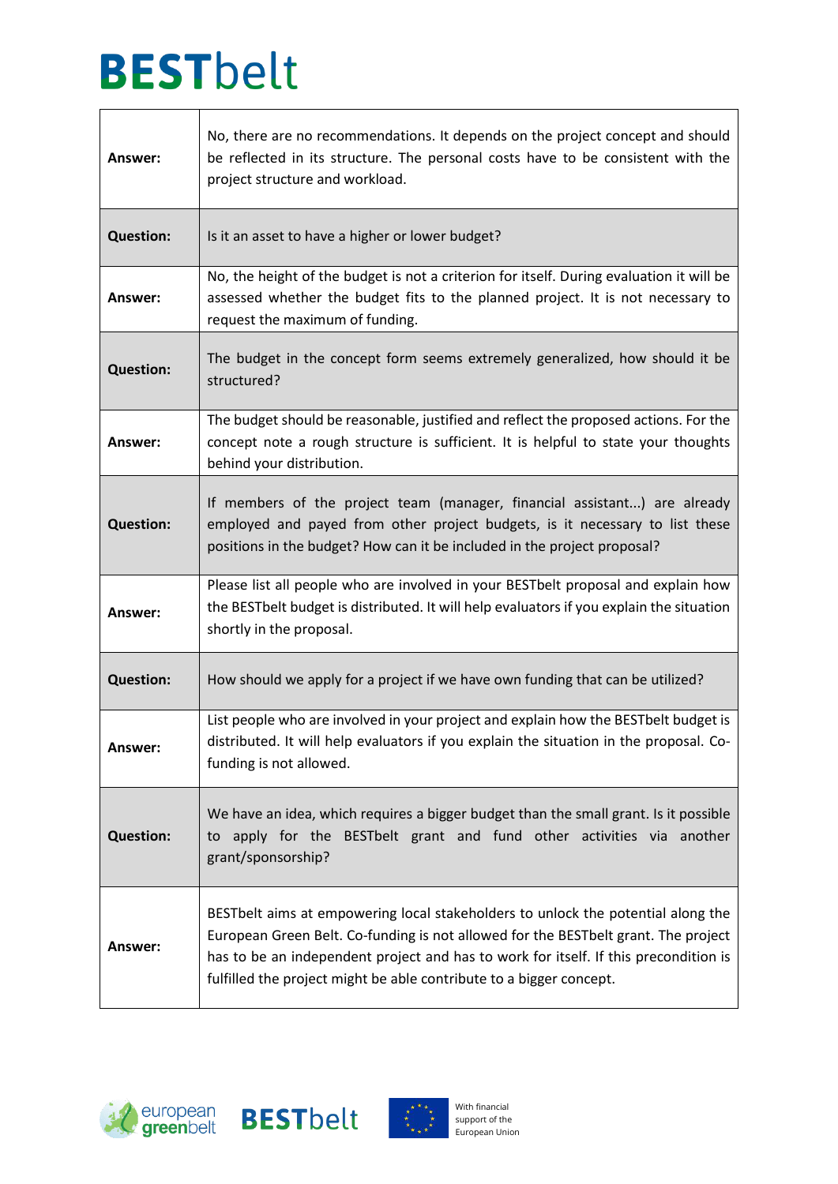| | |
|---|---|
| **Answer:** | No, there are no recommendations. It depends on the project concept and should be reflected in its structure. The personal costs have to be consistent with the project structure and workload. |
| **Question:** | Is it an asset to have a higher or lower budget? |
| **Answer:** | No, the height of the budget is not a criterion for itself. During evaluation it will be assessed whether the budget fits to the planned project. It is not necessary to request the maximum of funding. |
| **Question:** | The budget in the concept form seems extremely generalized, how should it be structured? |
| **Answer:** | The budget should be reasonable, justified and reflect the proposed actions. For the concept note a rough structure is sufficient. It is helpful to state your thoughts behind your distribution. |
| **Question:** | If members of the project team (manager, financial assistant...) are already employed and payed from other project budgets, is it necessary to list these positions in the budget? How can it be included in the project proposal? |
| **Answer:** | Please list all people who are involved in your BESTbelt proposal and explain how the BESTbelt budget is distributed. It will help evaluators if you explain the situation shortly in the proposal. |
| **Question:** | How should we apply for a project if we have own funding that can be utilized? |
| **Answer:** | List people who are involved in your project and explain how the BESTbelt budget is distributed. It will help evaluators if you explain the situation in the proposal. Co-funding is not allowed. |
| **Question:** | We have an idea, which requires a bigger budget than the small grant. Is it possible to apply for the BESTbelt grant and fund other activities via another grant/sponsorship? |
| **Answer:** | BESTbelt aims at empowering local stakeholders to unlock the potential along the European Green Belt. Co-funding is not allowed for the BESTbelt grant. The project has to be an independent project and has to work for itself. If this precondition is fulfilled the project might be able contribute to a bigger concept. |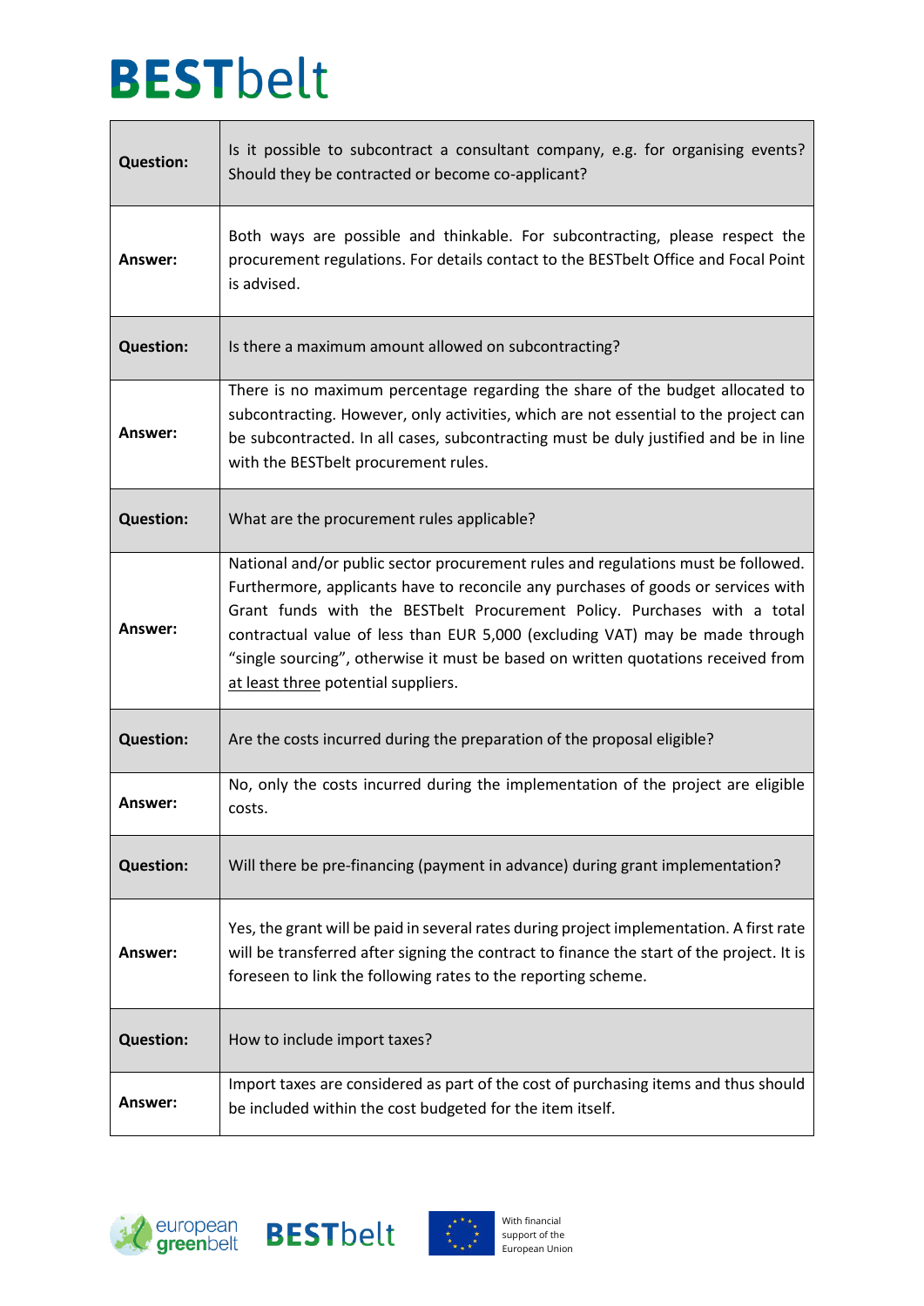| Question: | Is it possible to subcontract a consultant company, e.g. for organising events? Should they be contracted or become co-applicant? |
|---|---|
| **Answer:** | Both ways are possible and thinkable. For subcontracting, please respect the procurement regulations. For details contact to the BESTbelt Office and Focal Point is advised. |
| **Question:** | Is there a maximum amount allowed on subcontracting? |
| **Answer:** | There is no maximum percentage regarding the share of the budget allocated to subcontracting. However, only activities, which are not essential to the project can be subcontracted. In all cases, subcontracting must be duly justified and be in line with the BESTbelt procurement rules. |
| **Question:** | What are the procurement rules applicable? |
| **Answer:** | National and/or public sector procurement rules and regulations must be followed. Furthermore, applicants have to reconcile any purchases of goods or services with Grant funds with the BESTbelt Procurement Policy. Purchases with a total contractual value of less than EUR 5,000 (excluding VAT) may be made through "single sourcing", otherwise it must be based on written quotations received from <u>at least three</u> potential suppliers. |
| **Question:** | Are the costs incurred during the preparation of the proposal eligible? |
| **Answer:** | No, only the costs incurred during the implementation of the project are eligible costs. |
| **Question:** | Will there be pre-financing (payment in advance) during grant implementation? |
| **Answer:** | Yes, the grant will be paid in several rates during project implementation. A first rate will be transferred after signing the contract to finance the start of the project. It is foreseen to link the following rates to the reporting scheme. |
| **Question:** | How to include import taxes? |
| **Answer:** | Import taxes are considered as part of the cost of purchasing items and thus should be included within the cost budgeted for the item itself. |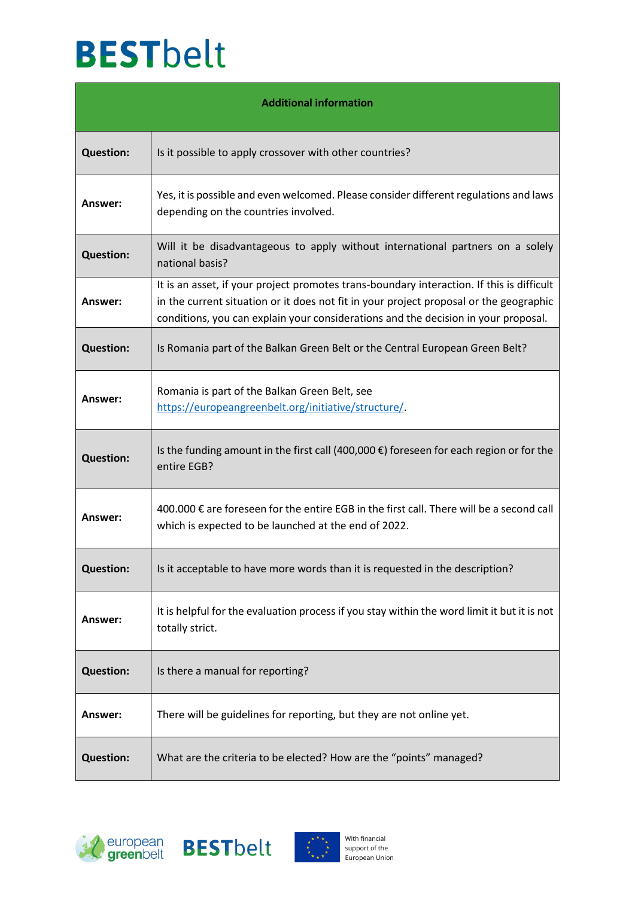| Additional information | |
|---|---|
| **Question:** | Is it possible to apply crossover with other countries? |
| **Answer:** | Yes, it is possible and even welcomed. Please consider different regulations and laws depending on the countries involved. |
| **Question:** | Will it be disadvantageous to apply without international partners on a solely national basis? |
| **Answer:** | It is an asset, if your project promotes trans-boundary interaction. If this is difficult in the current situation or it does not fit in your project proposal or the geographic conditions, you can explain your considerations and the decision in your proposal. |
| **Question:** | Is Romania part of the Balkan Green Belt or the Central European Green Belt? |
| **Answer:** | Romania is part of the Balkan Green Belt, see https://europeangreenbelt.org/initiative/structure/. |
| **Question:** | Is the funding amount in the first call (400,000 €) foreseen for each region or for the entire EGB? |
| **Answer:** | 400.000 € are foreseen for the entire EGB in the first call. There will be a second call which is expected to be launched at the end of 2022. |
| **Question:** | Is it acceptable to have more words than it is requested in the description? |
| **Answer:** | It is helpful for the evaluation process if you stay within the word limit it but it is not totally strict. |
| **Question:** | Is there a manual for reporting? |
| **Answer:** | There will be guidelines for reporting, but they are not online yet. |
| **Question:** | What are the criteria to be elected? How are the "points" managed? |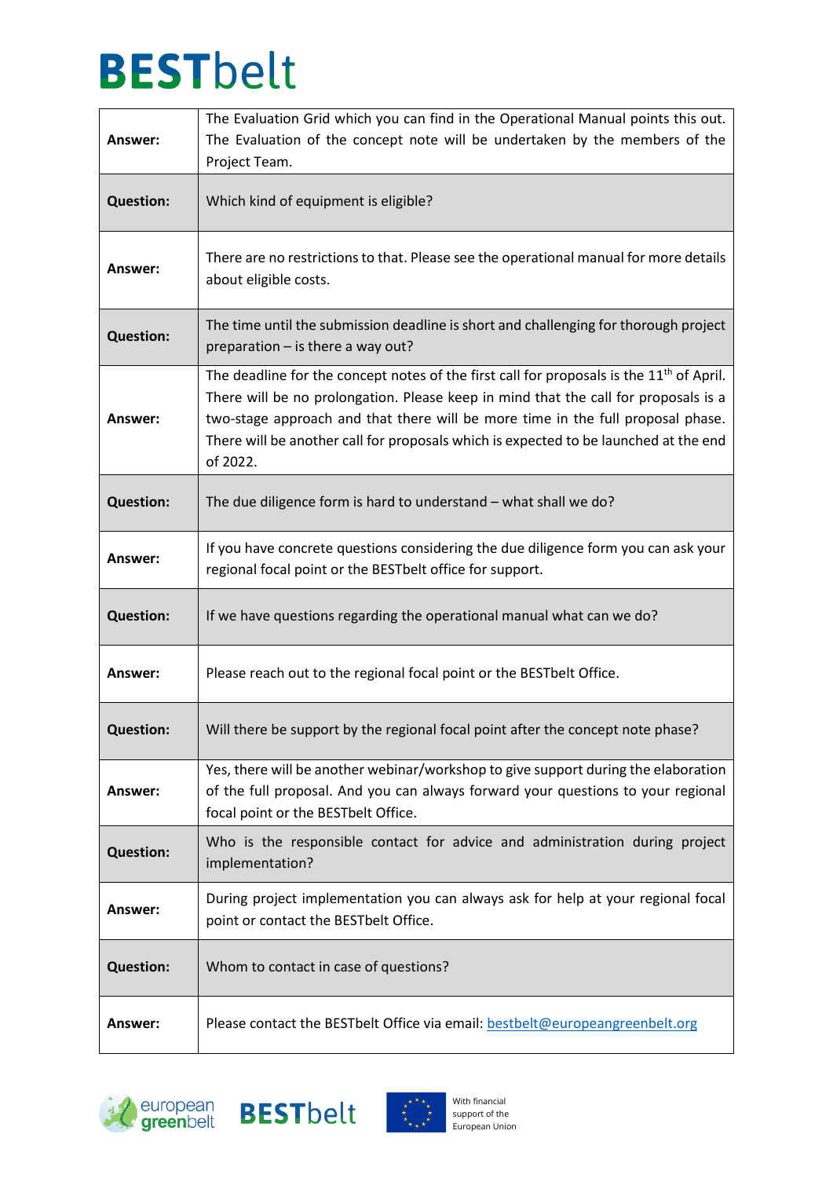| | |
|---|---|
| **Answer:** | The Evaluation Grid which you can find in the Operational Manual points this out. The Evaluation of the concept note will be undertaken by the members of the Project Team. |
| **Question:** | Which kind of equipment is eligible? |
| **Answer:** | There are no restrictions to that. Please see the operational manual for more details about eligible costs. |
| **Question:** | The time until the submission deadline is short and challenging for thorough project preparation – is there a way out? |
| **Answer:** | The deadline for the concept notes of the first call for proposals is the 11th of April. There will be no prolongation. Please keep in mind that the call for proposals is a two-stage approach and that there will be more time in the full proposal phase. There will be another call for proposals which is expected to be launched at the end of 2022. |
| **Question:** | The due diligence form is hard to understand – what shall we do? |
| **Answer:** | If you have concrete questions considering the due diligence form you can ask your regional focal point or the BESTbelt office for support. |
| **Question:** | If we have questions regarding the operational manual what can we do? |
| **Answer:** | Please reach out to the regional focal point or the BESTbelt Office. |
| **Question:** | Will there be support by the regional focal point after the concept note phase? |
| **Answer:** | Yes, there will be another webinar/workshop to give support during the elaboration of the full proposal. And you can always forward your questions to your regional focal point or the BESTbelt Office. |
| **Question:** | Who is the responsible contact for advice and administration during project implementation? |
| **Answer:** | During project implementation you can always ask for help at your regional focal point or contact the BESTbelt Office. |
| **Question:** | Whom to contact in case of questions? |
| **Answer:** | Please contact the BESTbelt Office via email: bestbelt@europeangreenbelt.org |

With financial support of the European Union